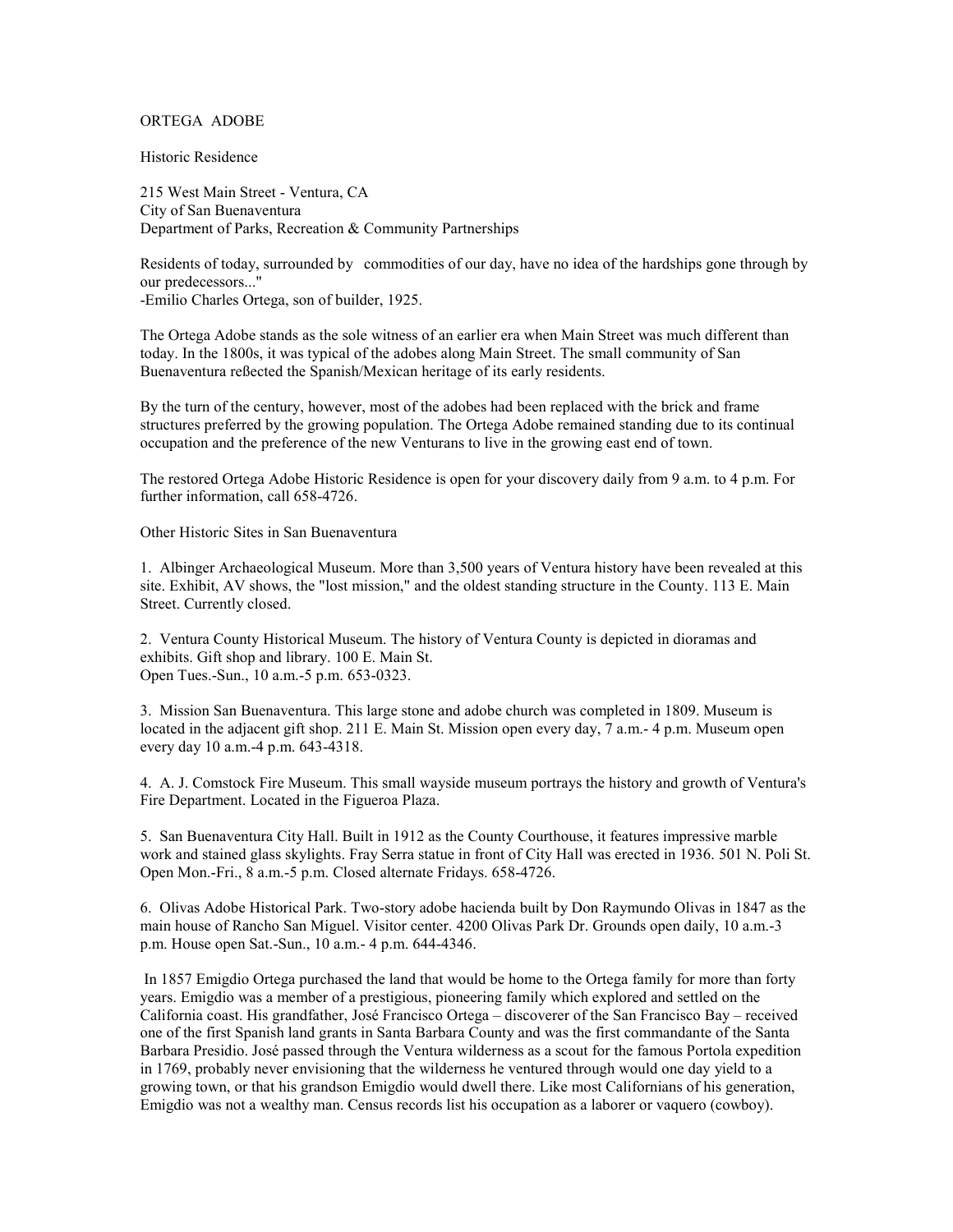# ORTEGA ADOBE

## Historic Residence

215 West Main Street - Ventura, CA
City of San Buenaventura
Department of Parks, Recreation & Community Partnerships

Residents of today, surrounded by commodities of our day, have no idea of the hardships gone through by our predecessors..."
-Emilio Charles Ortega, son of builder, 1925.

The Ortega Adobe stands as the sole witness of an earlier era when Main Street was much different than today. In the 1800s, it was typical of the adobes along Main Street. The small community of San Buenaventura reßected the Spanish/Mexican heritage of its early residents.

By the turn of the century, however, most of the adobes had been replaced with the brick and frame structures preferred by the growing population. The Ortega Adobe remained standing due to its continual occupation and the preference of the new Venturans to live in the growing east end of town.

The restored Ortega Adobe Historic Residence is open for your discovery daily from 9 a.m. to 4 p.m. For further information, call 658-4726.

## Other Historic Sites in San Buenaventura

1. Albinger Archaeological Museum. More than 3,500 years of Ventura history have been revealed at this site. Exhibit, AV shows, the "lost mission," and the oldest standing structure in the County. 113 E. Main Street. Currently closed.

2. Ventura County Historical Museum. The history of Ventura County is depicted in dioramas and exhibits. Gift shop and library. 100 E. Main St.
Open Tues.-Sun., 10 a.m.-5 p.m. 653-0323.

3. Mission San Buenaventura. This large stone and adobe church was completed in 1809. Museum is located in the adjacent gift shop. 211 E. Main St. Mission open every day, 7 a.m.- 4 p.m. Museum open every day 10 a.m.-4 p.m. 643-4318.

4. A. J. Comstock Fire Museum. This small wayside museum portrays the history and growth of Ventura's Fire Department. Located in the Figueroa Plaza.

5. San Buenaventura City Hall. Built in 1912 as the County Courthouse, it features impressive marble work and stained glass skylights. Fray Serra statue in front of City Hall was erected in 1936. 501 N. Poli St. Open Mon.-Fri., 8 a.m.-5 p.m. Closed alternate Fridays. 658-4726.

6. Olivas Adobe Historical Park. Two-story adobe hacienda built by Don Raymundo Olivas in 1847 as the main house of Rancho San Miguel. Visitor center. 4200 Olivas Park Dr. Grounds open daily, 10 a.m.-3 p.m. House open Sat.-Sun., 10 a.m.- 4 p.m. 644-4346.

In 1857 Emigdio Ortega purchased the land that would be home to the Ortega family for more than forty years. Emigdio was a member of a prestigious, pioneering family which explored and settled on the California coast. His grandfather, José Francisco Ortega – discoverer of the San Francisco Bay – received one of the first Spanish land grants in Santa Barbara County and was the first commandante of the Santa Barbara Presidio. José passed through the Ventura wilderness as a scout for the famous Portola expedition in 1769, probably never envisioning that the wilderness he ventured through would one day yield to a growing town, or that his grandson Emigdio would dwell there. Like most Californians of his generation, Emigdio was not a wealthy man. Census records list his occupation as a laborer or vaquero (cowboy).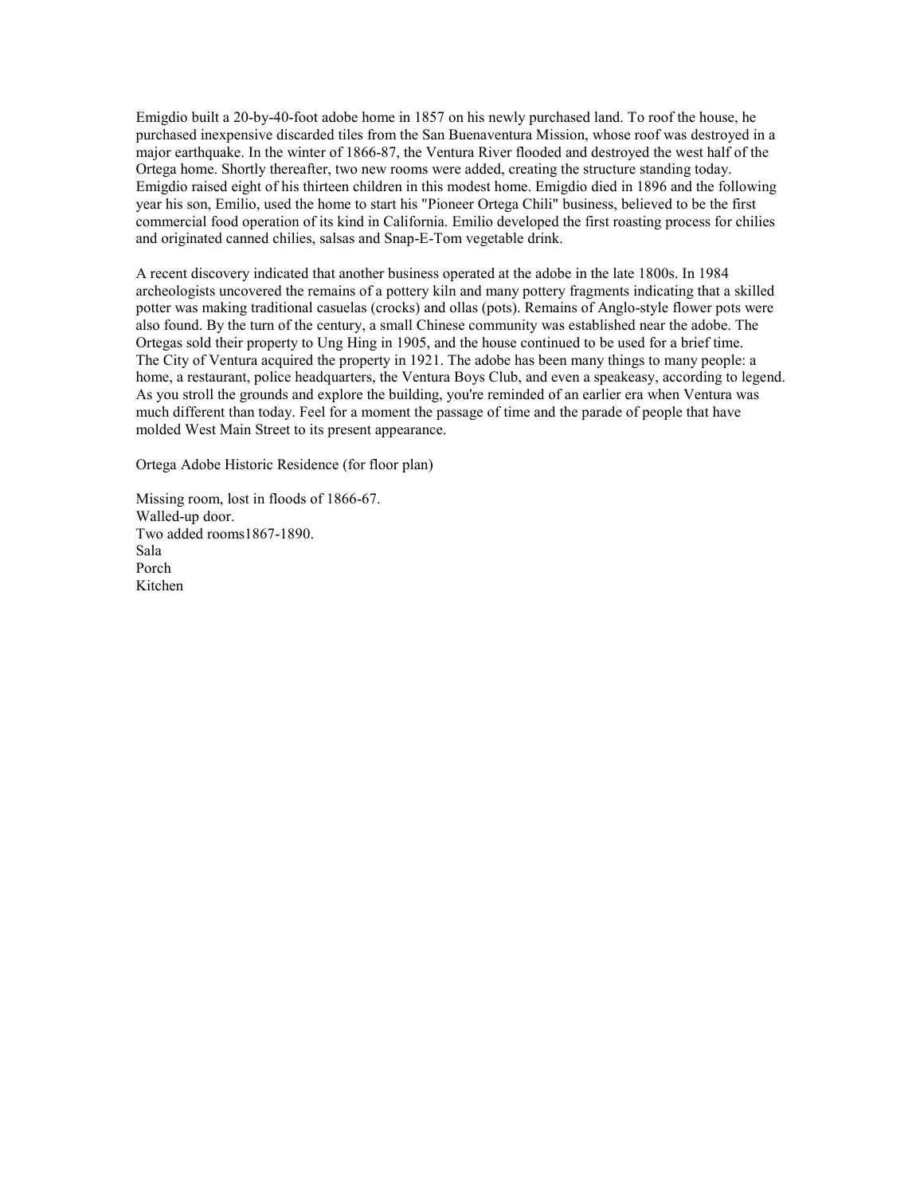Emigdio built a 20-by-40-foot adobe home in 1857 on his newly purchased land. To roof the house, he purchased inexpensive discarded tiles from the San Buenaventura Mission, whose roof was destroyed in a major earthquake. In the winter of 1866-87, the Ventura River flooded and destroyed the west half of the Ortega home. Shortly thereafter, two new rooms were added, creating the structure standing today. Emigdio raised eight of his thirteen children in this modest home. Emigdio died in 1896 and the following year his son, Emilio, used the home to start his "Pioneer Ortega Chili" business, believed to be the first commercial food operation of its kind in California. Emilio developed the first roasting process for chilies and originated canned chilies, salsas and Snap-E-Tom vegetable drink.

A recent discovery indicated that another business operated at the adobe in the late 1800s. In 1984 archeologists uncovered the remains of a pottery kiln and many pottery fragments indicating that a skilled potter was making traditional casuelas (crocks) and ollas (pots). Remains of Anglo-style flower pots were also found. By the turn of the century, a small Chinese community was established near the adobe. The Ortegas sold their property to Ung Hing in 1905, and the house continued to be used for a brief time. The City of Ventura acquired the property in 1921. The adobe has been many things to many people: a home, a restaurant, police headquarters, the Ventura Boys Club, and even a speakeasy, according to legend. As you stroll the grounds and explore the building, you're reminded of an earlier era when Ventura was much different than today. Feel for a moment the passage of time and the parade of people that have molded West Main Street to its present appearance.

Ortega Adobe Historic Residence (for floor plan)

Missing room, lost in floods of 1866-67.
Walled-up door.
Two added rooms1867-1890.
Sala
Porch
Kitchen